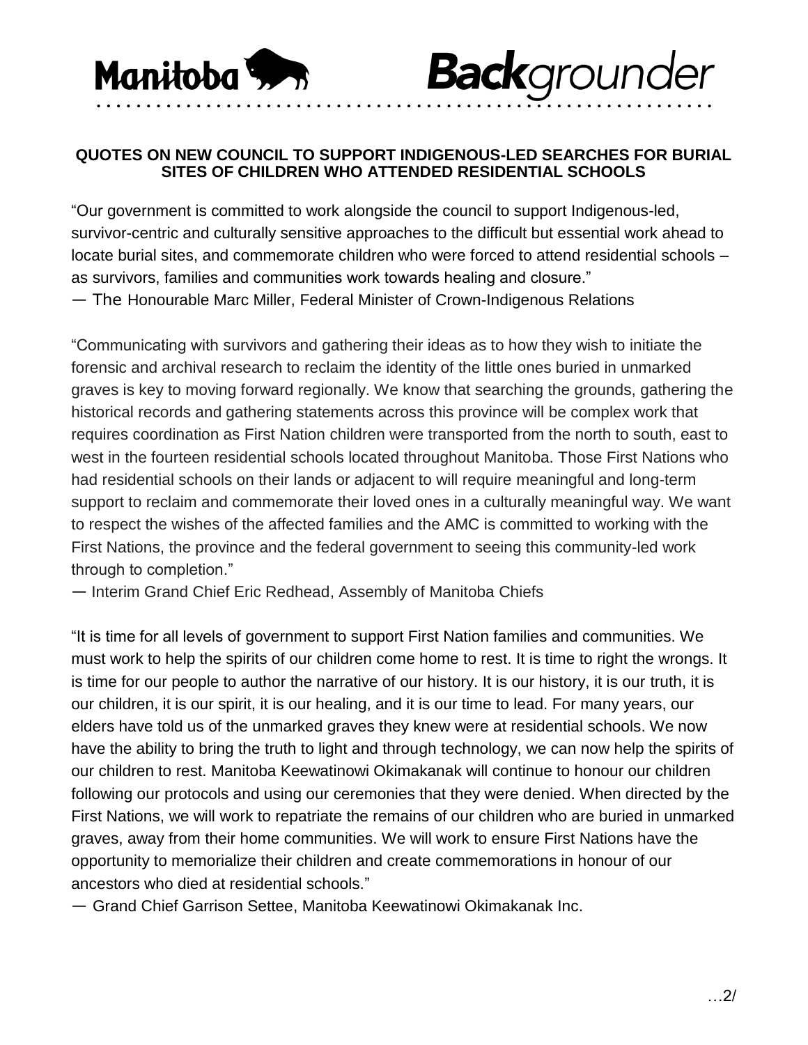Manitoba **Back**grounder

**QUOTES ON NEW COUNCIL TO SUPPORT INDIGENOUS-LED SEARCHES FOR BURIAL SITES OF CHILDREN WHO ATTENDED RESIDENTIAL SCHOOLS**

"Our government is committed to work alongside the council to support Indigenous-led, survivor-centric and culturally sensitive approaches to the difficult but essential work ahead to locate burial sites, and commemorate children who were forced to attend residential schools – as survivors, families and communities work towards healing and closure."
— The Honourable Marc Miller, Federal Minister of Crown-Indigenous Relations

"Communicating with survivors and gathering their ideas as to how they wish to initiate the forensic and archival research to reclaim the identity of the little ones buried in unmarked graves is key to moving forward regionally. We know that searching the grounds, gathering the historical records and gathering statements across this province will be complex work that requires coordination as First Nation children were transported from the north to south, east to west in the fourteen residential schools located throughout Manitoba. Those First Nations who had residential schools on their lands or adjacent to will require meaningful and long-term support to reclaim and commemorate their loved ones in a culturally meaningful way. We want to respect the wishes of the affected families and the AMC is committed to working with the First Nations, the province and the federal government to seeing this community-led work through to completion."
— Interim Grand Chief Eric Redhead, Assembly of Manitoba Chiefs

"It is time for all levels of government to support First Nation families and communities. We must work to help the spirits of our children come home to rest. It is time to right the wrongs. It is time for our people to author the narrative of our history. It is our history, it is our truth, it is our children, it is our spirit, it is our healing, and it is our time to lead. For many years, our elders have told us of the unmarked graves they knew were at residential schools. We now have the ability to bring the truth to light and through technology, we can now help the spirits of our children to rest. Manitoba Keewatinowi Okimakanak will continue to honour our children following our protocols and using our ceremonies that they were denied. When directed by the First Nations, we will work to repatriate the remains of our children who are buried in unmarked graves, away from their home communities. We will work to ensure First Nations have the opportunity to memorialize their children and create commemorations in honour of our ancestors who died at residential schools."
— Grand Chief Garrison Settee, Manitoba Keewatinowi Okimakanak Inc.

…2/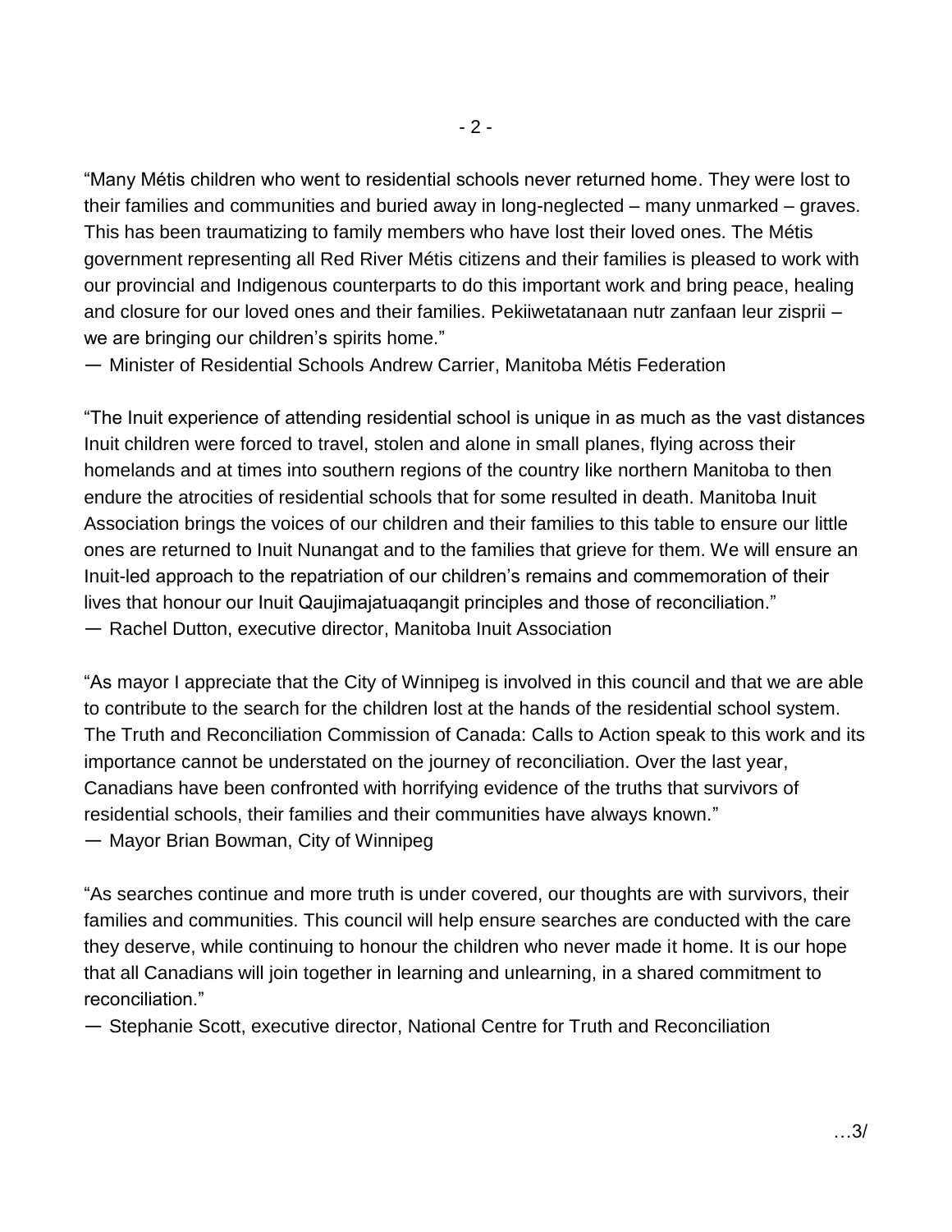"Many Métis children who went to residential schools never returned home. They were lost to their families and communities and buried away in long-neglected – many unmarked – graves. This has been traumatizing to family members who have lost their loved ones. The Métis government representing all Red River Métis citizens and their families is pleased to work with our provincial and Indigenous counterparts to do this important work and bring peace, healing and closure for our loved ones and their families. Pekiiwetatanaan nutr zanfaan leur zisprii – we are bringing our children's spirits home."
— Minister of Residential Schools Andrew Carrier, Manitoba Métis Federation

"The Inuit experience of attending residential school is unique in as much as the vast distances Inuit children were forced to travel, stolen and alone in small planes, flying across their homelands and at times into southern regions of the country like northern Manitoba to then endure the atrocities of residential schools that for some resulted in death. Manitoba Inuit Association brings the voices of our children and their families to this table to ensure our little ones are returned to Inuit Nunangat and to the families that grieve for them. We will ensure an Inuit-led approach to the repatriation of our children's remains and commemoration of their lives that honour our Inuit Qaujimajatuaqangit principles and those of reconciliation."
— Rachel Dutton, executive director, Manitoba Inuit Association

"As mayor I appreciate that the City of Winnipeg is involved in this council and that we are able to contribute to the search for the children lost at the hands of the residential school system. The Truth and Reconciliation Commission of Canada: Calls to Action speak to this work and its importance cannot be understated on the journey of reconciliation. Over the last year, Canadians have been confronted with horrifying evidence of the truths that survivors of residential schools, their families and their communities have always known."
— Mayor Brian Bowman, City of Winnipeg

"As searches continue and more truth is under covered, our thoughts are with survivors, their families and communities. This council will help ensure searches are conducted with the care they deserve, while continuing to honour the children who never made it home. It is our hope that all Canadians will join together in learning and unlearning, in a shared commitment to reconciliation."
— Stephanie Scott, executive director, National Centre for Truth and Reconciliation

…3/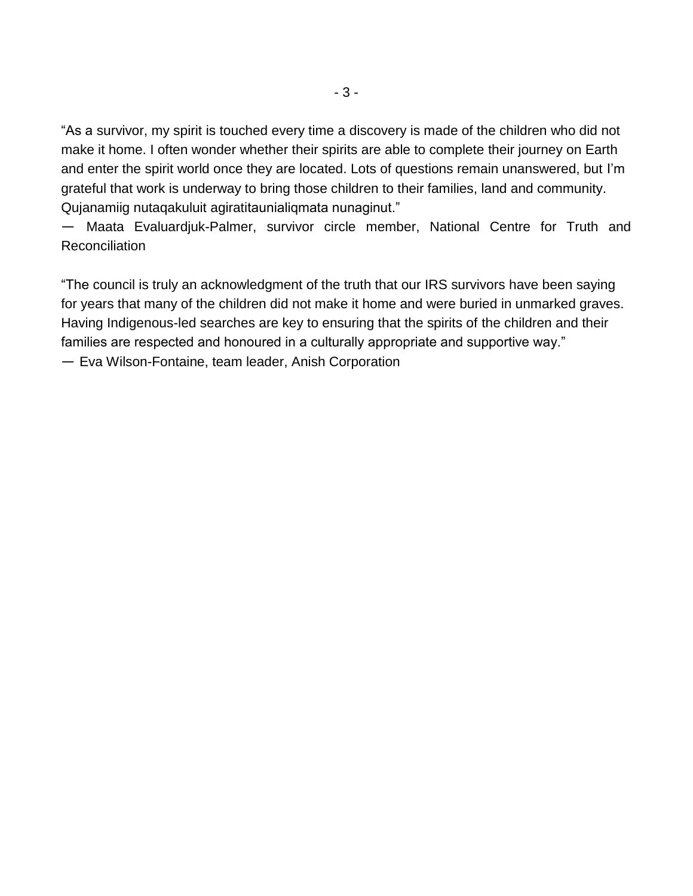“As a survivor, my spirit is touched every time a discovery is made of the children who did not make it home. I often wonder whether their spirits are able to complete their journey on Earth and enter the spirit world once they are located. Lots of questions remain unanswered, but I’m grateful that work is underway to bring those children to their families, land and community. Qujanamiig nutaqakuluit agiratitaunialiqmata nunaginut.”

— Maata Evaluardjuk-Palmer, survivor circle member, National Centre for Truth and Reconciliation

“The council is truly an acknowledgment of the truth that our IRS survivors have been saying for years that many of the children did not make it home and were buried in unmarked graves. Having Indigenous-led searches are key to ensuring that the spirits of the children and their families are respected and honoured in a culturally appropriate and supportive way.”

— Eva Wilson-Fontaine, team leader, Anish Corporation